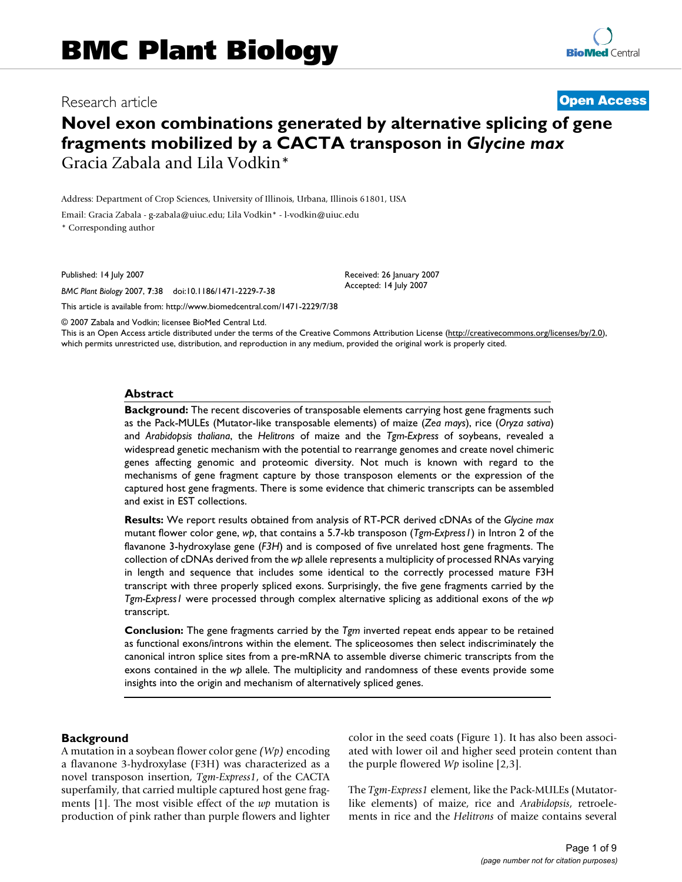# BMC Plant Biology

Research article

**Open Access**

# Novel exon combinations generated by alternative splicing of gene fragments mobilized by a CACTA transposon in *Glycine max*

Gracia Zabala and Lila Vodkin*

Address: Department of Crop Sciences, University of Illinois, Urbana, Illinois 61801, USA

Email: Gracia Zabala - g-zabala@uiuc.edu; Lila Vodkin* - l-vodkin@uiuc.edu

* Corresponding author

Published: 14 July 2007

*BMC Plant Biology* 2007, **7**:38 doi:10.1186/1471-2229-7-38

Received: 26 January 2007
Accepted: 14 July 2007

This article is available from: http://www.biomedcentral.com/1471-2229/7/38

© 2007 Zabala and Vodkin; licensee BioMed Central Ltd.

This is an Open Access article distributed under the terms of the Creative Commons Attribution License (http://creativecommons.org/licenses/by/2.0), which permits unrestricted use, distribution, and reproduction in any medium, provided the original work is properly cited.

## Abstract

**Background:** The recent discoveries of transposable elements carrying host gene fragments such as the Pack-MULEs (Mutator-like transposable elements) of maize (*Zea mays*), rice (*Oryza sativa*) and *Arabidopsis thaliana*, the *Helitrons* of maize and the *Tgm-Express* of soybeans, revealed a widespread genetic mechanism with the potential to rearrange genomes and create novel chimeric genes affecting genomic and proteomic diversity. Not much is known with regard to the mechanisms of gene fragment capture by those transposon elements or the expression of the captured host gene fragments. There is some evidence that chimeric transcripts can be assembled and exist in EST collections.

**Results:** We report results obtained from analysis of RT-PCR derived cDNAs of the *Glycine max* mutant flower color gene, *wp*, that contains a 5.7-kb transposon (*Tgm-Express1*) in Intron 2 of the flavanone 3-hydroxylase gene (*F3H*) and is composed of five unrelated host gene fragments. The collection of cDNAs derived from the *wp* allele represents a multiplicity of processed RNAs varying in length and sequence that includes some identical to the correctly processed mature F3H transcript with three properly spliced exons. Surprisingly, the five gene fragments carried by the *Tgm-Express1* were processed through complex alternative splicing as additional exons of the *wp* transcript.

**Conclusion:** The gene fragments carried by the *Tgm* inverted repeat ends appear to be retained as functional exons/introns within the element. The spliceosomes then select indiscriminately the canonical intron splice sites from a pre-mRNA to assemble diverse chimeric transcripts from the exons contained in the *wp* allele. The multiplicity and randomness of these events provide some insights into the origin and mechanism of alternatively spliced genes.

## Background

A mutation in a soybean flower color gene *(Wp)* encoding a flavanone 3-hydroxylase (F3H) was characterized as a novel transposon insertion, *Tgm-Express1*, of the CACTA superfamily, that carried multiple captured host gene fragments [1]. The most visible effect of the *wp* mutation is production of pink rather than purple flowers and lighter color in the seed coats (Figure 1). It has also been associated with lower oil and higher seed protein content than the purple flowered *Wp* isoline [2,3].

The *Tgm-Express1* element, like the Pack-MULEs (Mutator-like elements) of maize, rice and *Arabidopsis*, retroelements in rice and the *Helitrons* of maize contains several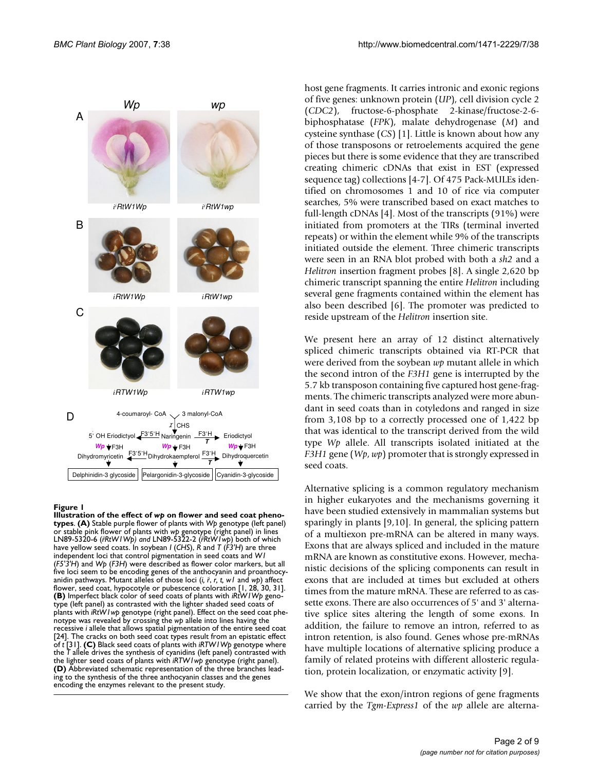**Figure 1**
**Illustration of the effect of *wp* on flower and seed coat phenotypes**. **(A)** Stable purple flower of plants with *Wp* genotype (left panel) or stable pink flower of plants with *wp* genotype (right panel) in lines LN89-5320-6 (*i*[i]*RtW1Wp*) and LN89-5322-2 (*i*[i]*RtW1wp*) both of which have yellow seed coats. In soybean *I* (*CHS*), *R* and *T* (*F3'H*) are three independent loci that control pigmentation in seed coats and *W1* (*F5'3'H*) and *Wp* (*F3H*) were described as flower color markers, but all five loci seem to be encoding genes of the anthocyanin and proanthocyanidin pathways. Mutant alleles of those loci (*i*, *i*[i], *r*, *t*, *w1* and *wp*) affect flower, seed coat, hypocotyle or pubescence coloration [1, 28, 30, 31]. **(B)** Imperfect black color of seed coats of plants with *iRtW1Wp* genotype (left panel) as contrasted with the lighter shaded seed coats of plants with *iRtW1wp* genotype (right panel). Effect on the seed coat phenotype was revealed by crossing the *wp* allele into lines having the recessive *i* allele that allows spatial pigmentation of the entire seed coat [24]. The cracks on both seed coat types result from an epistatic effect of *t* [31]. **(C)** Black seed coats of plants with *iRTW1Wp* genotype where the *T* allele drives the synthesis of cyanidins (left panel) contrasted with the lighter seed coats of plants with *iRTW1wp* genotype (right panel). **(D)** Abbreviated schematic representation of the three branches leading to the synthesis of the three anthocyanin classes and the genes encoding the enzymes relevant to the present study.

host gene fragments. It carries intronic and exonic regions of five genes: unknown protein (*UP*), cell division cycle 2 (*CDC2*), fructose-6-phosphate 2-kinase/fructose-2-6-biphosphatase (*FPK*), malate dehydrogenase (*M*) and cysteine synthase (*CS*) [1]. Little is known about how any of those transposons or retroelements acquired the gene pieces but there is some evidence that they are transcribed creating chimeric cDNAs that exist in EST (expressed sequence tag) collections [4-7]. Of 475 Pack-MULEs identified on chromosomes 1 and 10 of rice via computer searches, 5% were transcribed based on exact matches to full-length cDNAs [4]. Most of the transcripts (91%) were initiated from promoters at the TIRs (terminal inverted repeats) or within the element while 9% of the transcripts initiated outside the element. Three chimeric transcripts were seen in an RNA blot probed with both a *sh2* and a *Helitron* insertion fragment probes [8]. A single 2,620 bp chimeric transcript spanning the entire *Helitron* including several gene fragments contained within the element has also been described [6]. The promoter was predicted to reside upstream of the *Helitron* insertion site.

We present here an array of 12 distinct alternatively spliced chimeric transcripts obtained via RT-PCR that were derived from the soybean *wp* mutant allele in which the second intron of the *F3H1* gene is interrupted by the 5.7 kb transposon containing five captured host gene-fragments. The chimeric transcripts analyzed were more abundant in seed coats than in cotyledons and ranged in size from 3,108 bp to a correctly processed one of 1,422 bp that was identical to the transcript derived from the wild type *Wp* allele. All transcripts isolated initiated at the *F3H1* gene (*Wp*, *wp*) promoter that is strongly expressed in seed coats.

Alternative splicing is a common regulatory mechanism in higher eukaryotes and the mechanisms governing it have been studied extensively in mammalian systems but sparingly in plants [9,10]. In general, the splicing pattern of a multiexon pre-mRNA can be altered in many ways. Exons that are always spliced and included in the mature mRNA are known as constitutive exons. However, mechanistic decisions of the splicing components can result in exons that are included at times but excluded at others times from the mature mRNA. These are referred to as cassette exons. There are also occurrences of 5' and 3' alternative splice sites altering the length of some exons. In addition, the failure to remove an intron, referred to as intron retention, is also found. Genes whose pre-mRNAs have multiple locations of alternative splicing produce a family of related proteins with different allosteric regulation, protein localization, or enzymatic activity [9].

We show that the exon/intron regions of gene fragments carried by the *Tgm-Express1* of the *wp* allele are alterna-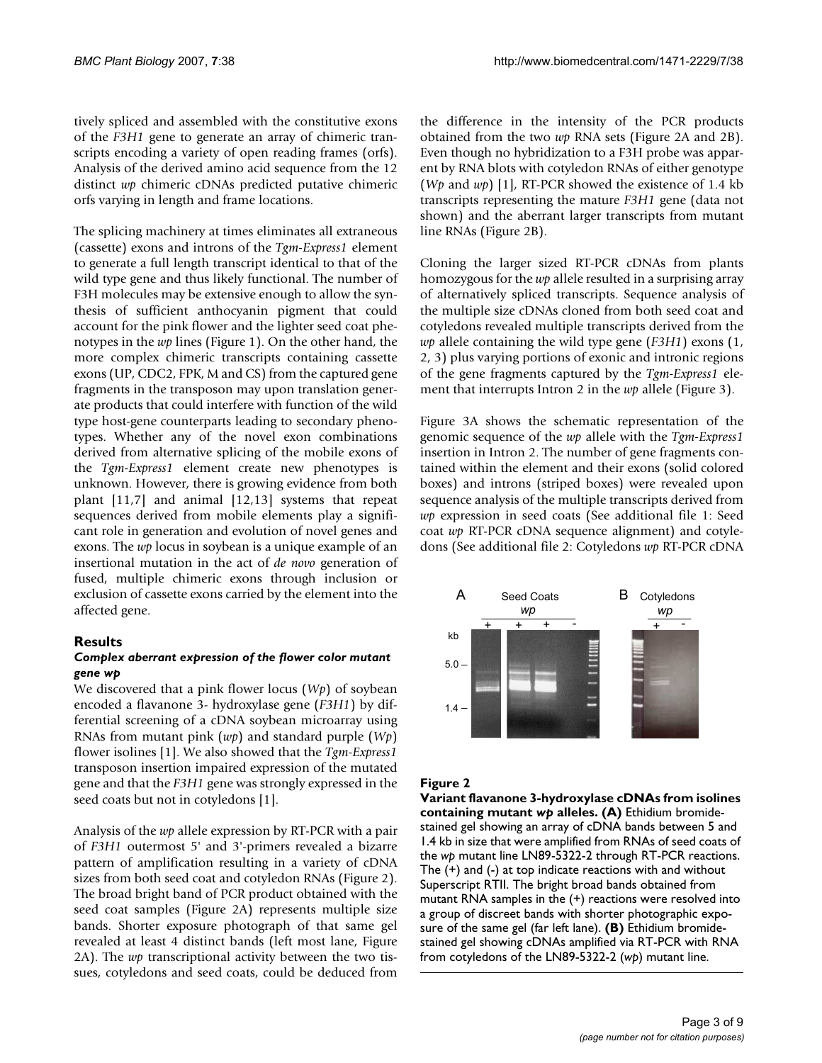tively spliced and assembled with the constitutive exons of the *F3H1* gene to generate an array of chimeric transcripts encoding a variety of open reading frames (orfs). Analysis of the derived amino acid sequence from the 12 distinct *wp* chimeric cDNAs predicted putative chimeric orfs varying in length and frame locations.

The splicing machinery at times eliminates all extraneous (cassette) exons and introns of the *Tgm-Express1* element to generate a full length transcript identical to that of the wild type gene and thus likely functional. The number of F3H molecules may be extensive enough to allow the synthesis of sufficient anthocyanin pigment that could account for the pink flower and the lighter seed coat phenotypes in the *wp* lines (Figure 1). On the other hand, the more complex chimeric transcripts containing cassette exons (UP, CDC2, FPK, M and CS) from the captured gene fragments in the transposon may upon translation generate products that could interfere with function of the wild type host-gene counterparts leading to secondary phenotypes. Whether any of the novel exon combinations derived from alternative splicing of the mobile exons of the *Tgm-Express1* element create new phenotypes is unknown. However, there is growing evidence from both plant [11,7] and animal [12,13] systems that repeat sequences derived from mobile elements play a significant role in generation and evolution of novel genes and exons. The *wp* locus in soybean is a unique example of an insertional mutation in the act of *de novo* generation of fused, multiple chimeric exons through inclusion or exclusion of cassette exons carried by the element into the affected gene.

## Results

### *Complex aberrant expression of the flower color mutant gene wp*

We discovered that a pink flower locus (*Wp*) of soybean encoded a flavanone 3- hydroxylase gene (*F3H1*) by differential screening of a cDNA soybean microarray using RNAs from mutant pink (*wp*) and standard purple (*Wp*) flower isolines [1]. We also showed that the *Tgm-Express1* transposon insertion impaired expression of the mutated gene and that the *F3H1* gene was strongly expressed in the seed coats but not in cotyledons [1].

Analysis of the *wp* allele expression by RT-PCR with a pair of *F3H1* outermost 5' and 3'-primers revealed a bizarre pattern of amplification resulting in a variety of cDNA sizes from both seed coat and cotyledon RNAs (Figure 2). The broad bright band of PCR product obtained with the seed coat samples (Figure 2A) represents multiple size bands. Shorter exposure photograph of that same gel revealed at least 4 distinct bands (left most lane, Figure 2A). The *wp* transcriptional activity between the two tissues, cotyledons and seed coats, could be deduced from the difference in the intensity of the PCR products obtained from the two *wp* RNA sets (Figure 2A and 2B). Even though no hybridization to a F3H probe was apparent by RNA blots with cotyledon RNAs of either genotype (*Wp* and *wp*) [1], RT-PCR showed the existence of 1.4 kb transcripts representing the mature *F3H1* gene (data not shown) and the aberrant larger transcripts from mutant line RNAs (Figure 2B).

Cloning the larger sized RT-PCR cDNAs from plants homozygous for the *wp* allele resulted in a surprising array of alternatively spliced transcripts. Sequence analysis of the multiple size cDNAs cloned from both seed coat and cotyledons revealed multiple transcripts derived from the *wp* allele containing the wild type gene (*F3H1*) exons (1, 2, 3) plus varying portions of exonic and intronic regions of the gene fragments captured by the *Tgm-Express1* element that interrupts Intron 2 in the *wp* allele (Figure 3).

Figure 3A shows the schematic representation of the genomic sequence of the *wp* allele with the *Tgm-Express1* insertion in Intron 2. The number of gene fragments contained within the element and their exons (solid colored boxes) and introns (striped boxes) were revealed upon sequence analysis of the multiple transcripts derived from *wp* expression in seed coats (See additional file 1: Seed coat *wp* RT-PCR cDNA sequence alignment) and cotyledons (See additional file 2: Cotyledons *wp* RT-PCR cDNA

**Figure 2**

**Variant flavanone 3-hydroxylase cDNAs from isolines containing mutant *wp* alleles. (A)** Ethidium bromide-stained gel showing an array of cDNA bands between 5 and 1.4 kb in size that were amplified from RNAs of seed coats of the *wp* mutant line LN89-5322-2 through RT-PCR reactions. The (+) and (-) at top indicate reactions with and without Superscript RTII. The bright broad bands obtained from mutant RNA samples in the (+) reactions were resolved into a group of discreet bands with shorter photographic exposure of the same gel (far left lane). **(B)** Ethidium bromide-stained gel showing cDNAs amplified via RT-PCR with RNA from cotyledons of the LN89-5322-2 (*wp*) mutant line.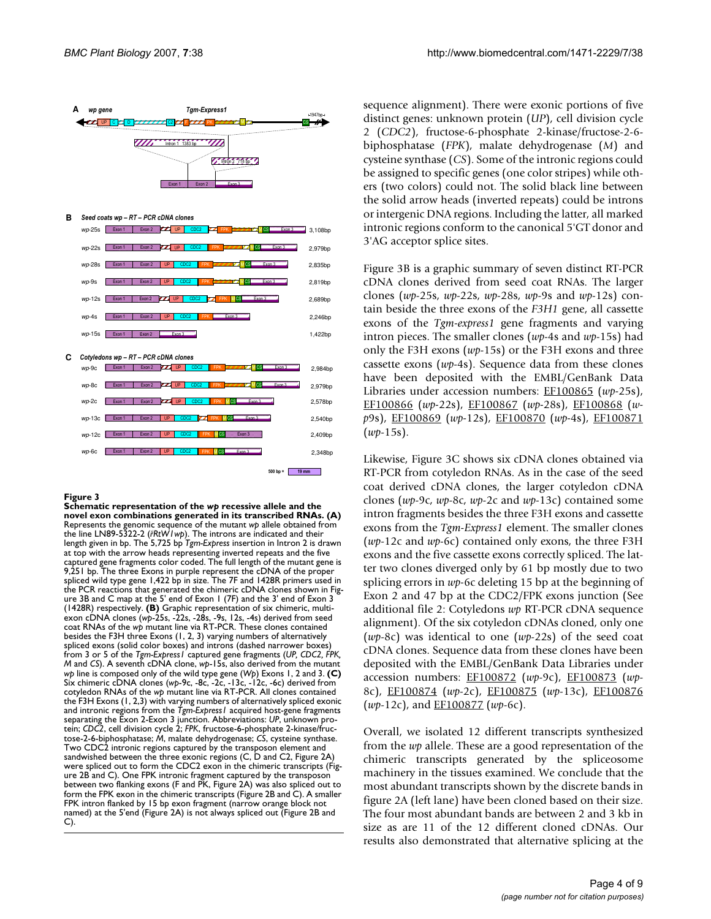**Figure 3**

**Schematic representation of the *wp* recessive allele and the novel exon combinations generated in its transcribed RNAs. (A)** Represents the genomic sequence of the mutant *wp* allele obtained from the line LN89-5322-2 (*i*^*i*^*RtW1wp*). The introns are indicated and their length given in bp. The 5,725 bp *Tgm-Express* insertion in Intron 2 is drawn at top with the arrow heads representing inverted repeats and the five captured gene fragments color coded. The full length of the mutant gene is 9,251 bp. The three Exons in purple represent the cDNA of the proper spliced wild type gene 1,422 bp in size. The 7F and 1428R primers used in the PCR reactions that generated the chimeric cDNA clones shown in Figure 3B and C map at the 5' end of Exon 1 (7F) and the 3' end of Exon 3 (1428R) respectively. **(B)** Graphic representation of six chimeric, multi-exon cDNA clones (*wp*-25s, -22s, -28s, -9s, 12s, -4s) derived from seed coat RNAs of the *wp* mutant line via RT-PCR. These clones contained besides the F3H three Exons (1, 2, 3) varying numbers of alternatively spliced exons (solid color boxes) and introns (dashed narrower boxes) from 3 or 5 of the *Tgm-Express1* captured gene fragments (*UP*, *CDC2*, *FPK*, *M* and *CS*). A seventh cDNA clone, *wp*-15s, also derived from the mutant *wp* line is composed only of the wild type gene (*Wp*) Exons 1, 2 and 3. **(C)** Six chimeric cDNA clones (*wp*-9c, -8c, -2c, -13c, -12c, -6c) derived from cotyledon RNAs of the *wp* mutant line via RT-PCR. All clones contained the F3H Exons (1, 2,3) with varying numbers of alternatively spliced exonic and intronic regions from the *Tgm-Express1* acquired host-gene fragments separating the Exon 2-Exon 3 junction. Abbreviations: *UP*, unknown protein; *CDC2*, cell division cycle 2; *FPK*, fructose-6-phosphate 2-kinase/fructose-2-6-biphosphatase; *M*, malate dehydrogenase; *CS*, cysteine synthase. Two CDC2 intronic regions captured by the transposon element and sandwished between the three exonic regions (C, D and C2, Figure 2A) were spliced out to form the CDC2 exon in the chimeric transcripts (Figure 2B and C). One FPK intronic fragment captured by the transposon between two flanking exons (F and PK, Figure 2A) was also spliced out to form the FPK exon in the chimeric transcripts (Figure 2B and C). A smaller FPK intron flanked by 15 bp exon fragment (narrow orange block not named) at the 5'end (Figure 2A) is not always spliced out (Figure 2B and C).

sequence alignment). There were exonic portions of five distinct genes: unknown protein (*UP*), cell division cycle 2 (*CDC2*), fructose-6-phosphate 2-kinase/fructose-2-6-biphosphatase (*FPK*), malate dehydrogenase (*M*) and cysteine synthase (*CS*). Some of the intronic regions could be assigned to specific genes (one color stripes) while others (two colors) could not. The solid black line between the solid arrow heads (inverted repeats) could be introns or intergenic DNA regions. Including the latter, all marked intronic regions conform to the canonical 5'GT donor and 3'AG acceptor splice sites.

Figure 3B is a graphic summary of seven distinct RT-PCR cDNA clones derived from seed coat RNAs. The larger clones (*wp*-25s, *wp*-22s, *wp*-28s, *wp*-9s and *wp*-12s) contain beside the three exons of the *F3H1* gene, all cassette exons of the *Tgm-express1* gene fragments and varying intron pieces. The smaller clones (*wp*-4s and *wp*-15s) had only the F3H exons (*wp*-15s) or the F3H exons and three cassette exons (*wp*-4s). Sequence data from these clones have been deposited with the EMBL/GenBank Data Libraries under accession numbers: EF100865 (*wp*-25s), EF100866 (*wp*-22s), EF100867 (*wp*-28s), EF100868 (*wp*9s), EF100869 (*wp*-12s), EF100870 (*wp*-4s), EF100871 (*wp*-15s).

Likewise, Figure 3C shows six cDNA clones obtained via RT-PCR from cotyledon RNAs. As in the case of the seed coat derived cDNA clones, the larger cotyledon cDNA clones (*wp*-9c, *wp*-8c, *wp*-2c and *wp*-13c) contained some intron fragments besides the three F3H exons and cassette exons from the *Tgm-Express1* element. The smaller clones (*wp*-12c and *wp*-6c) contained only exons, the three F3H exons and the five cassette exons correctly spliced. The latter two clones diverged only by 61 bp mostly due to two splicing errors in *wp*-6c deleting 15 bp at the beginning of Exon 2 and 47 bp at the CDC2/FPK exons junction (See additional file 2: Cotyledons *wp* RT-PCR cDNA sequence alignment). Of the six cotyledon cDNAs cloned, only one (*wp*-8c) was identical to one (*wp*-22s) of the seed coat cDNA clones. Sequence data from these clones have been deposited with the EMBL/GenBank Data Libraries under accession numbers: EF100872 (*wp*-9c), EF100873 (*wp*-8c), EF100874 (*wp*-2c), EF100875 (*wp*-13c), EF100876 (*wp*-12c), and EF100877 (*wp*-6c).

Overall, we isolated 12 different transcripts synthesized from the *wp* allele. These are a good representation of the chimeric transcripts generated by the spliceosome machinery in the tissues examined. We conclude that the most abundant transcripts shown by the discrete bands in figure 2A (left lane) have been cloned based on their size. The four most abundant bands are between 2 and 3 kb in size as are 11 of the 12 different cloned cDNAs. Our results also demonstrated that alternative splicing at the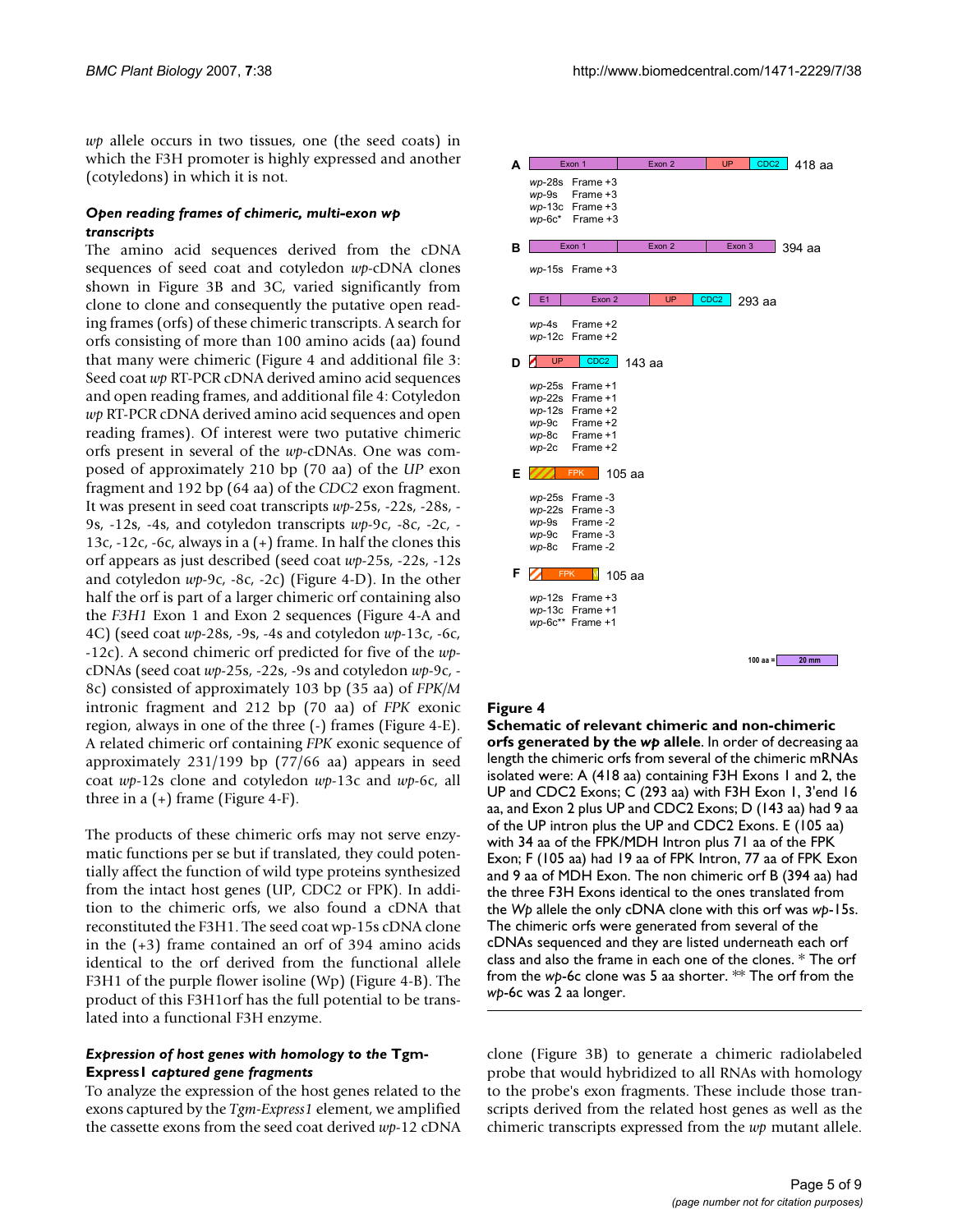*wp* allele occurs in two tissues, one (the seed coats) in which the F3H promoter is highly expressed and another (cotyledons) in which it is not.

### *Open reading frames of chimeric, multi-exon wp transcripts*

The amino acid sequences derived from the cDNA sequences of seed coat and cotyledon *wp*-cDNA clones shown in Figure 3B and 3C, varied significantly from clone to clone and consequently the putative open reading frames (orfs) of these chimeric transcripts. A search for orfs consisting of more than 100 amino acids (aa) found that many were chimeric (Figure 4 and additional file 3: Seed coat *wp* RT-PCR cDNA derived amino acid sequences and open reading frames, and additional file 4: Cotyledon *wp* RT-PCR cDNA derived amino acid sequences and open reading frames). Of interest were two putative chimeric orfs present in several of the *wp*-cDNAs. One was composed of approximately 210 bp (70 aa) of the *UP* exon fragment and 192 bp (64 aa) of the *CDC2* exon fragment. It was present in seed coat transcripts *wp*-25s, -22s, -28s, -9s, -12s, -4s, and cotyledon transcripts *wp*-9c, -8c, -2c, -13c, -12c, -6c, always in a (+) frame. In half the clones this orf appears as just described (seed coat *wp*-25s, -22s, -12s and cotyledon *wp*-9c, -8c, -2c) (Figure 4-D). In the other half the orf is part of a larger chimeric orf containing also the *F3H1* Exon 1 and Exon 2 sequences (Figure 4-A and 4C) (seed coat *wp*-28s, -9s, -4s and cotyledon *wp*-13c, -6c, -12c). A second chimeric orf predicted for five of the *wp*-cDNAs (seed coat *wp*-25s, -22s, -9s and cotyledon *wp*-9c, -8c) consisted of approximately 103 bp (35 aa) of *FPK/M* intronic fragment and 212 bp (70 aa) of *FPK* exonic region, always in one of the three (-) frames (Figure 4-E). A related chimeric orf containing *FPK* exonic sequence of approximately 231/199 bp (77/66 aa) appears in seed coat *wp*-12s clone and cotyledon *wp*-13c and *wp*-6c, all three in a (+) frame (Figure 4-F).

The products of these chimeric orfs may not serve enzymatic functions per se but if translated, they could potentially affect the function of wild type proteins synthesized from the intact host genes (UP, CDC2 or FPK). In addition to the chimeric orfs, we also found a cDNA that reconstituted the F3H1. The seed coat wp-15s cDNA clone in the (+3) frame contained an orf of 394 amino acids identical to the orf derived from the functional allele F3H1 of the purple flower isoline (Wp) (Figure 4-B). The product of this F3H1orf has the full potential to be translated into a functional F3H enzyme.

### *Expression of host genes with homology to the* Tgm-Express1 *captured gene fragments*

To analyze the expression of the host genes related to the exons captured by the *Tgm-Express1* element, we amplified the cassette exons from the seed coat derived *wp*-12 cDNA clone (Figure 3B) to generate a chimeric radiolabeled probe that would hybridized to all RNAs with homology to the probe's exon fragments. These include those transcripts derived from the related host genes as well as the chimeric transcripts expressed from the *wp* mutant allele.

**Figure 4**

**Schematic of relevant chimeric and non-chimeric orfs generated by the *wp* allele**. In order of decreasing aa length the chimeric orfs from several of the chimeric mRNAs isolated were: A (418 aa) containing F3H Exons 1 and 2, the UP and CDC2 Exons; C (293 aa) with F3H Exon 1, 3'end 16 aa, and Exon 2 plus UP and CDC2 Exons; D (143 aa) had 9 aa of the UP intron plus the UP and CDC2 Exons. E (105 aa) with 34 aa of the FPK/MDH Intron plus 71 aa of the FPK Exon; F (105 aa) had 19 aa of FPK Intron, 77 aa of FPK Exon and 9 aa of MDH Exon. The non chimeric orf B (394 aa) had the three F3H Exons identical to the ones translated from the *Wp* allele the only cDNA clone with this orf was *wp*-15s. The chimeric orfs were generated from several of the cDNAs sequenced and they are listed underneath each orf class and also the frame in each one of the clones. * The orf from the *wp*-6c clone was 5 aa shorter. ** The orf from the *wp*-6c was 2 aa longer.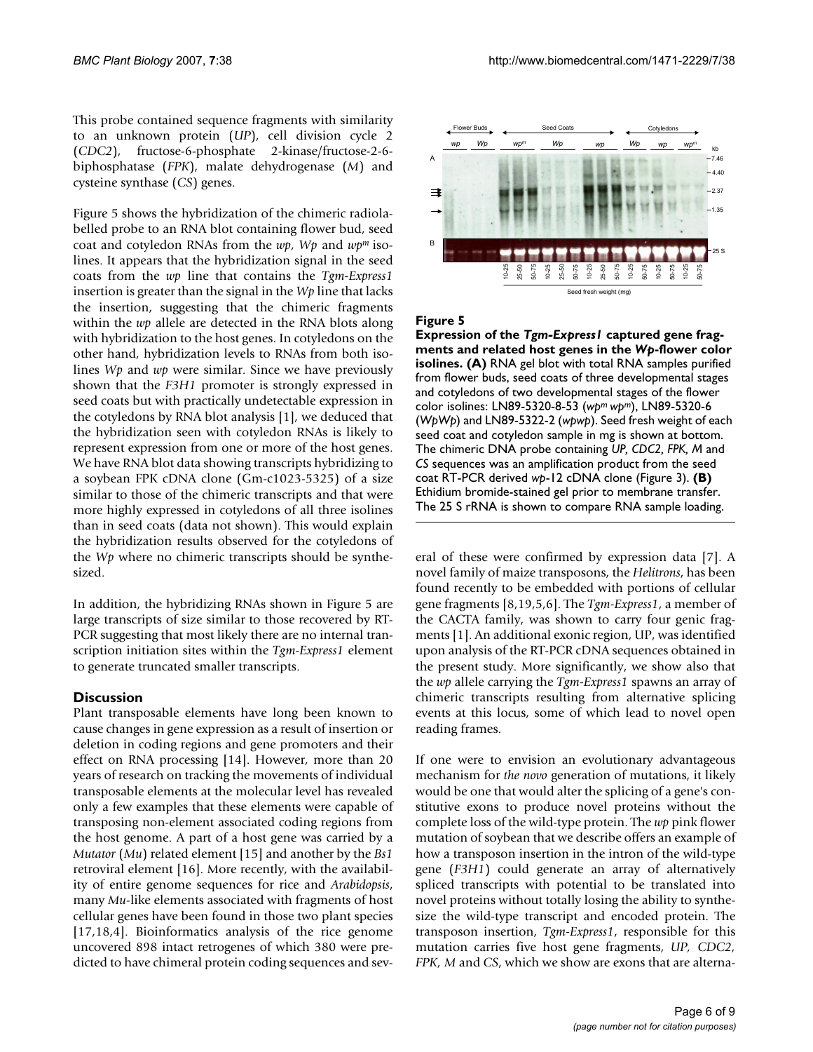This probe contained sequence fragments with similarity to an unknown protein (*UP*), cell division cycle 2 (*CDC2*), fructose-6-phosphate 2-kinase/fructose-2-6-biphosphatase (*FPK*), malate dehydrogenase (*M*) and cysteine synthase (*CS*) genes.

Figure 5 shows the hybridization of the chimeric radiolabelled probe to an RNA blot containing flower bud, seed coat and cotyledon RNAs from the *wp*, *Wp* and *wp*$^m$ isolines. It appears that the hybridization signal in the seed coats from the *wp* line that contains the *Tgm-Express1* insertion is greater than the signal in the *Wp* line that lacks the insertion, suggesting that the chimeric fragments within the *wp* allele are detected in the RNA blots along with hybridization to the host genes. In cotyledons on the other hand, hybridization levels to RNAs from both isolines *Wp* and *wp* were similar. Since we have previously shown that the *F3H1* promoter is strongly expressed in seed coats but with practically undetectable expression in the cotyledons by RNA blot analysis [1], we deduced that the hybridization seen with cotyledon RNAs is likely to represent expression from one or more of the host genes. We have RNA blot data showing transcripts hybridizing to a soybean FPK cDNA clone (Gm-c1023-5325) of a size similar to those of the chimeric transcripts and that were more highly expressed in cotyledons of all three isolines than in seed coats (data not shown). This would explain the hybridization results observed for the cotyledons of the *Wp* where no chimeric transcripts should be synthesized.

In addition, the hybridizing RNAs shown in Figure 5 are large transcripts of size similar to those recovered by RT-PCR suggesting that most likely there are no internal transcription initiation sites within the *Tgm-Express1* element to generate truncated smaller transcripts.

**Figure 5**

**Expression of the *Tgm-Express1* captured gene fragments and related host genes in the *Wp*-flower color isolines. (A)** RNA gel blot with total RNA samples purified from flower buds, seed coats of three developmental stages and cotyledons of two developmental stages of the flower color isolines: LN89-5320-8-53 (*wp*$^m$ *wp*$^m$), LN89-5320-6 (*WpWp*) and LN89-5322-2 (*wpwp*). Seed fresh weight of each seed coat and cotyledon sample in mg is shown at bottom. The chimeric DNA probe containing *UP*, *CDC2*, *FPK*, *M* and *CS* sequences was an amplification product from the seed coat RT-PCR derived *wp*-12 cDNA clone (Figure 3). **(B)** Ethidium bromide-stained gel prior to membrane transfer. The 25 S rRNA is shown to compare RNA sample loading.

## Discussion

Plant transposable elements have long been known to cause changes in gene expression as a result of insertion or deletion in coding regions and gene promoters and their effect on RNA processing [14]. However, more than 20 years of research on tracking the movements of individual transposable elements at the molecular level has revealed only a few examples that these elements were capable of transposing non-element associated coding regions from the host genome. A part of a host gene was carried by a *Mutator* (*Mu*) related element [15] and another by the *Bs1* retroviral element [16]. More recently, with the availability of entire genome sequences for rice and *Arabidopsis*, many *Mu*-like elements associated with fragments of host cellular genes have been found in those two plant species [17,18,4]. Bioinformatics analysis of the rice genome uncovered 898 intact retrogenes of which 380 were predicted to have chimeral protein coding sequences and several of these were confirmed by expression data [7]. A novel family of maize transposons, the *Helitrons*, has been found recently to be embedded with portions of cellular gene fragments [8,19,5,6]. The *Tgm-Express1*, a member of the CACTA family, was shown to carry four genic fragments [1]. An additional exonic region, UP, was identified upon analysis of the RT-PCR cDNA sequences obtained in the present study. More significantly, we show also that the *wp* allele carrying the *Tgm-Express1* spawns an array of chimeric transcripts resulting from alternative splicing events at this locus, some of which lead to novel open reading frames.

If one were to envision an evolutionary advantageous mechanism for *the novo* generation of mutations, it likely would be one that would alter the splicing of a gene's constitutive exons to produce novel proteins without the complete loss of the wild-type protein. The *wp* pink flower mutation of soybean that we describe offers an example of how a transposon insertion in the intron of the wild-type gene (*F3H1*) could generate an array of alternatively spliced transcripts with potential to be translated into novel proteins without totally losing the ability to synthesize the wild-type transcript and encoded protein. The transposon insertion, *Tgm-Express1*, responsible for this mutation carries five host gene fragments, *UP, CDC2, FPK, M* and *CS*, which we show are exons that are alterna-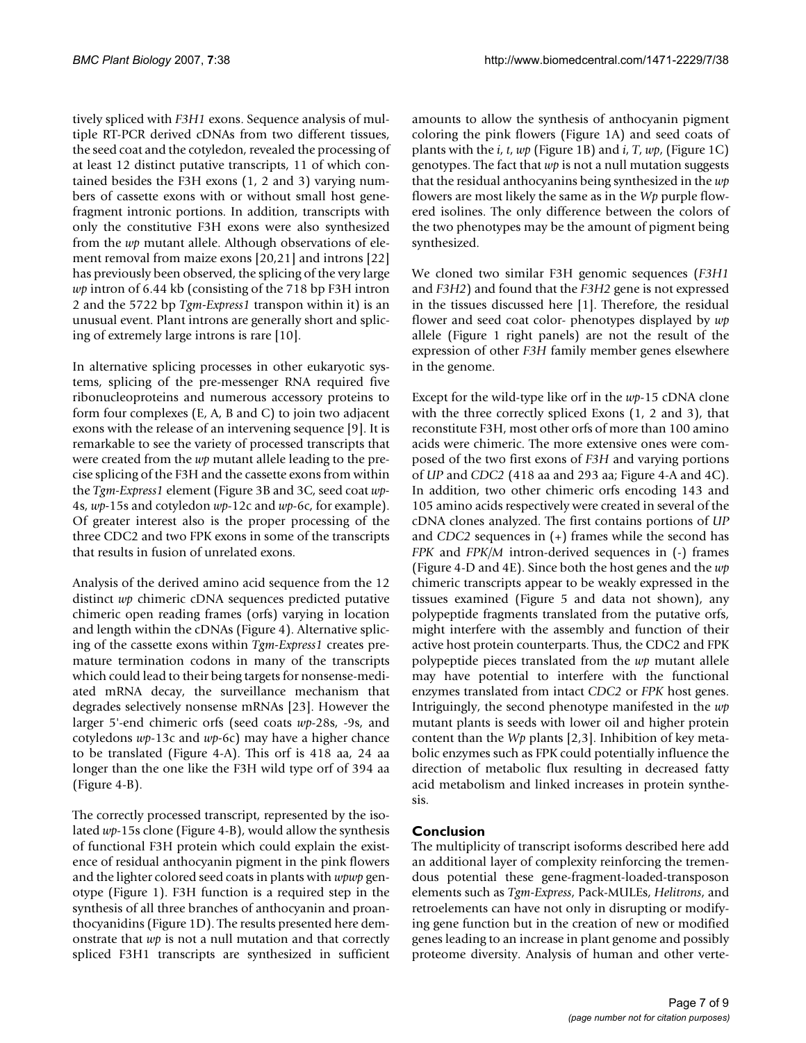tively spliced with *F3H1* exons. Sequence analysis of multiple RT-PCR derived cDNAs from two different tissues, the seed coat and the cotyledon, revealed the processing of at least 12 distinct putative transcripts, 11 of which contained besides the F3H exons (1, 2 and 3) varying numbers of cassette exons with or without small host gene-fragment intronic portions. In addition, transcripts with only the constitutive F3H exons were also synthesized from the *wp* mutant allele. Although observations of element removal from maize exons [20,21] and introns [22] has previously been observed, the splicing of the very large *wp* intron of 6.44 kb (consisting of the 718 bp F3H intron 2 and the 5722 bp *Tgm-Express1* transpon within it) is an unusual event. Plant introns are generally short and splicing of extremely large introns is rare [10].

In alternative splicing processes in other eukaryotic systems, splicing of the pre-messenger RNA required five ribonucleoproteins and numerous accessory proteins to form four complexes (E, A, B and C) to join two adjacent exons with the release of an intervening sequence [9]. It is remarkable to see the variety of processed transcripts that were created from the *wp* mutant allele leading to the precise splicing of the F3H and the cassette exons from within the *Tgm-Express1* element (Figure 3B and 3C, seed coat *wp*-4s, *wp*-15s and cotyledon *wp*-12c and *wp*-6c, for example). Of greater interest also is the proper processing of the three CDC2 and two FPK exons in some of the transcripts that results in fusion of unrelated exons.

Analysis of the derived amino acid sequence from the 12 distinct *wp* chimeric cDNA sequences predicted putative chimeric open reading frames (orfs) varying in location and length within the cDNAs (Figure 4). Alternative splicing of the cassette exons within *Tgm-Express1* creates premature termination codons in many of the transcripts which could lead to their being targets for nonsense-mediated mRNA decay, the surveillance mechanism that degrades selectively nonsense mRNAs [23]. However the larger 5'-end chimeric orfs (seed coats *wp*-28s, -9s, and cotyledons *wp*-13c and *wp*-6c) may have a higher chance to be translated (Figure 4-A). This orf is 418 aa, 24 aa longer than the one like the F3H wild type orf of 394 aa (Figure 4-B).

The correctly processed transcript, represented by the isolated *wp*-15s clone (Figure 4-B), would allow the synthesis of functional F3H protein which could explain the existence of residual anthocyanin pigment in the pink flowers and the lighter colored seed coats in plants with *wpwp* genotype (Figure 1). F3H function is a required step in the synthesis of all three branches of anthocyanin and proanthocyanidins (Figure 1D). The results presented here demonstrate that *wp* is not a null mutation and that correctly spliced F3H1 transcripts are synthesized in sufficient amounts to allow the synthesis of anthocyanin pigment coloring the pink flowers (Figure 1A) and seed coats of plants with the *i*, *t*, *wp* (Figure 1B) and *i*, *T*, *wp*, (Figure 1C) genotypes. The fact that *wp* is not a null mutation suggests that the residual anthocyanins being synthesized in the *wp* flowers are most likely the same as in the *Wp* purple flowered isolines. The only difference between the colors of the two phenotypes may be the amount of pigment being synthesized.

We cloned two similar F3H genomic sequences (*F3H1* and *F3H2*) and found that the *F3H2* gene is not expressed in the tissues discussed here [1]. Therefore, the residual flower and seed coat color- phenotypes displayed by *wp* allele (Figure 1 right panels) are not the result of the expression of other *F3H* family member genes elsewhere in the genome.

Except for the wild-type like orf in the *wp*-15 cDNA clone with the three correctly spliced Exons (1, 2 and 3), that reconstitute F3H, most other orfs of more than 100 amino acids were chimeric. The more extensive ones were composed of the two first exons of *F3H* and varying portions of *UP* and *CDC2* (418 aa and 293 aa; Figure 4-A and 4C). In addition, two other chimeric orfs encoding 143 and 105 amino acids respectively were created in several of the cDNA clones analyzed. The first contains portions of *UP* and *CDC2* sequences in (+) frames while the second has *FPK* and *FPK/M* intron-derived sequences in (-) frames (Figure 4-D and 4E). Since both the host genes and the *wp* chimeric transcripts appear to be weakly expressed in the tissues examined (Figure 5 and data not shown), any polypeptide fragments translated from the putative orfs, might interfere with the assembly and function of their active host protein counterparts. Thus, the CDC2 and FPK polypeptide pieces translated from the *wp* mutant allele may have potential to interfere with the functional enzymes translated from intact *CDC2* or *FPK* host genes. Intriguingly, the second phenotype manifested in the *wp* mutant plants is seeds with lower oil and higher protein content than the *Wp* plants [2,3]. Inhibition of key metabolic enzymes such as FPK could potentially influence the direction of metabolic flux resulting in decreased fatty acid metabolism and linked increases in protein synthesis.

## Conclusion

The multiplicity of transcript isoforms described here add an additional layer of complexity reinforcing the tremendous potential these gene-fragment-loaded-transposon elements such as *Tgm-Express*, Pack-MULEs, *Helitrons*, and retroelements can have not only in disrupting or modifying gene function but in the creation of new or modified genes leading to an increase in plant genome and possibly proteome diversity. Analysis of human and other verte-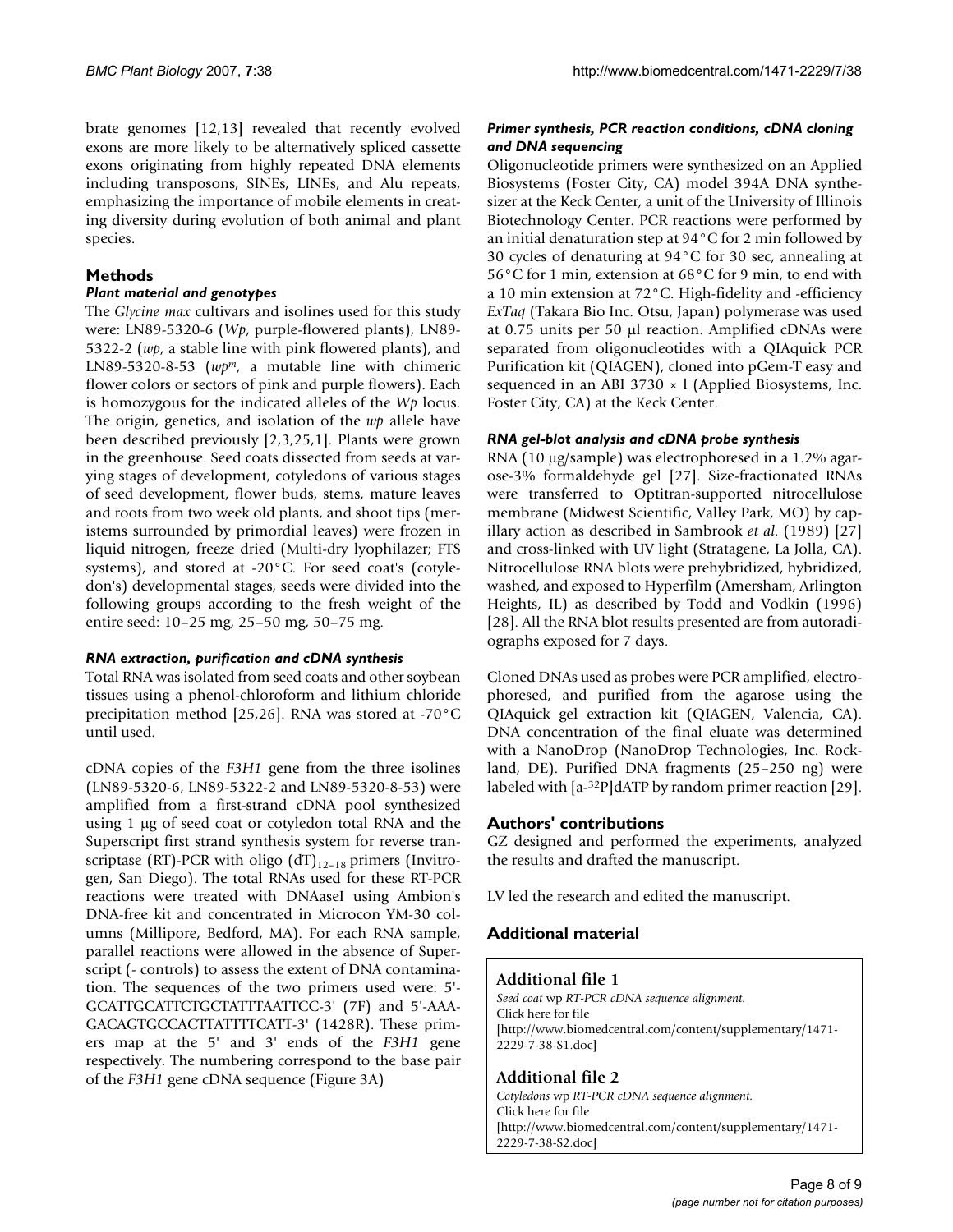brate genomes [12,13] revealed that recently evolved exons are more likely to be alternatively spliced cassette exons originating from highly repeated DNA elements including transposons, SINEs, LINEs, and Alu repeats, emphasizing the importance of mobile elements in creating diversity during evolution of both animal and plant species.

## Methods

### Plant material and genotypes

The *Glycine max* cultivars and isolines used for this study were: LN89-5320-6 (*Wp*, purple-flowered plants), LN89-5322-2 (*wp*, a stable line with pink flowered plants), and LN89-5320-8-53 (*wp*[m], a mutable line with chimeric flower colors or sectors of pink and purple flowers). Each is homozygous for the indicated alleles of the *Wp* locus. The origin, genetics, and isolation of the *wp* allele have been described previously [2,3,25,1]. Plants were grown in the greenhouse. Seed coats dissected from seeds at varying stages of development, cotyledons of various stages of seed development, flower buds, stems, mature leaves and roots from two week old plants, and shoot tips (meristems surrounded by primordial leaves) were frozen in liquid nitrogen, freeze dried (Multi-dry lyophilazer; FTS systems), and stored at -20°C. For seed coat's (cotyledon's) developmental stages, seeds were divided into the following groups according to the fresh weight of the entire seed: 10–25 mg, 25–50 mg, 50–75 mg.

### RNA extraction, purification and cDNA synthesis

Total RNA was isolated from seed coats and other soybean tissues using a phenol-chloroform and lithium chloride precipitation method [25,26]. RNA was stored at -70°C until used.

cDNA copies of the *F3H1* gene from the three isolines (LN89-5320-6, LN89-5322-2 and LN89-5320-8-53) were amplified from a first-strand cDNA pool synthesized using 1 μg of seed coat or cotyledon total RNA and the Superscript first strand synthesis system for reverse transcriptase (RT)-PCR with oligo $(dT)_{12-18}$ primers (Invitrogen, San Diego). The total RNAs used for these RT-PCR reactions were treated with DNAaseI using Ambion's DNA-free kit and concentrated in Microcon YM-30 columns (Millipore, Bedford, MA). For each RNA sample, parallel reactions were allowed in the absence of Superscript (- controls) to assess the extent of DNA contamination. The sequences of the two primers used were: 5'-GCATTGCATTCTGCTATTTAATTCC-3' (7F) and 5'-AAAGACAGTGCCACTTATTTTCATT-3' (1428R). These primers map at the 5' and 3' ends of the *F3H1* gene respectively. The numbering correspond to the base pair of the *F3H1* gene cDNA sequence (Figure 3A)

### Primer synthesis, PCR reaction conditions, cDNA cloning and DNA sequencing

Oligonucleotide primers were synthesized on an Applied Biosystems (Foster City, CA) model 394A DNA synthesizer at the Keck Center, a unit of the University of Illinois Biotechnology Center. PCR reactions were performed by an initial denaturation step at 94°C for 2 min followed by 30 cycles of denaturing at 94°C for 30 sec, annealing at 56°C for 1 min, extension at 68°C for 9 min, to end with a 10 min extension at 72°C. High-fidelity and -efficiency *ExTaq* (Takara Bio Inc. Otsu, Japan) polymerase was used at 0.75 units per 50 μl reaction. Amplified cDNAs were separated from oligonucleotides with a QIAquick PCR Purification kit (QIAGEN), cloned into pGem-T easy and sequenced in an ABI 3730 × l (Applied Biosystems, Inc. Foster City, CA) at the Keck Center.

### RNA gel-blot analysis and cDNA probe synthesis

RNA (10 μg/sample) was electrophoresed in a 1.2% agarose-3% formaldehyde gel [27]. Size-fractionated RNAs were transferred to Optitran-supported nitrocellulose membrane (Midwest Scientific, Valley Park, MO) by capillary action as described in Sambrook *et al.* (1989) [27] and cross-linked with UV light (Stratagene, La Jolla, CA). Nitrocellulose RNA blots were prehybridized, hybridized, washed, and exposed to Hyperfilm (Amersham, Arlington Heights, IL) as described by Todd and Vodkin (1996) [28]. All the RNA blot results presented are from autoradiographs exposed for 7 days.

Cloned DNAs used as probes were PCR amplified, electrophoresed, and purified from the agarose using the QIAquick gel extraction kit (QIAGEN, Valencia, CA). DNA concentration of the final eluate was determined with a NanoDrop (NanoDrop Technologies, Inc. Rockland, DE). Purified DNA fragments (25–250 ng) were labeled with [a-$^{32}$P]dATP by random primer reaction [29].

## Authors' contributions

GZ designed and performed the experiments, analyzed the results and drafted the manuscript.

LV led the research and edited the manuscript.

## Additional material

**Additional file 1**
*Seed coat* wp *RT-PCR cDNA sequence alignment.*
Click here for file
[http://www.biomedcentral.com/content/supplementary/1471-2229-7-38-S1.doc]

**Additional file 2**
*Cotyledons* wp *RT-PCR cDNA sequence alignment.*
Click here for file
[http://www.biomedcentral.com/content/supplementary/1471-2229-7-38-S2.doc]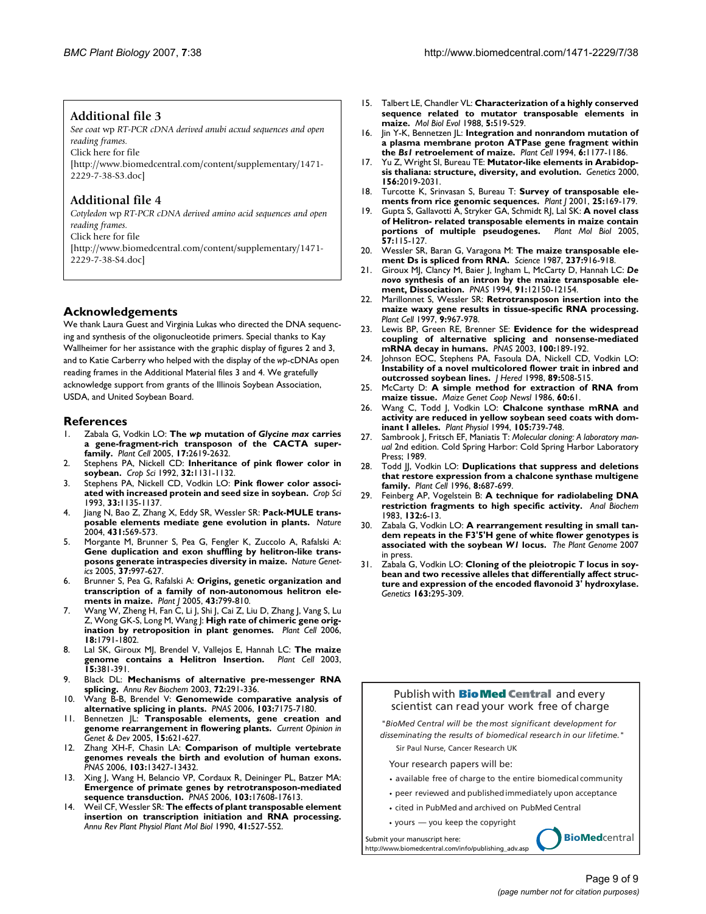## Additional file 3

*See coat* wp *RT-PCR cDNA derived anubi acxud sequences and open reading frames.*

Click here for file

[http://www.biomedcentral.com/content/supplementary/1471-2229-7-38-S3.doc]

## Additional file 4

*Cotyledon* wp *RT-PCR cDNA derived amino acid sequences and open reading frames.*

Click here for file

[http://www.biomedcentral.com/content/supplementary/1471-2229-7-38-S4.doc]

## Acknowledgements

We thank Laura Guest and Virginia Lukas who directed the DNA sequencing and synthesis of the oligonucleotide primers. Special thanks to Kay Wallheimer for her assistance with the graphic display of figures 2 and 3, and to Katie Carberry who helped with the display of the *wp*-cDNAs open reading frames in the Additional Material files 3 and 4. We gratefully acknowledge support from grants of the Illinois Soybean Association, USDA, and United Soybean Board.

## References

1. Zabala G, Vodkin LO: **The *wp* mutation of *Glycine max* carries a gene-fragment-rich transposon of the CACTA superfamily.** *Plant Cell* 2005, **17:**2619-2632.
2. Stephens PA, Nickell CD: **Inheritance of pink flower color in soybean.** *Crop Sci* 1992, **32:**1131-1132.
3. Stephens PA, Nickell CD, Vodkin LO: **Pink flower color associated with increased protein and seed size in soybean.** *Crop Sci* 1993, **33:**1135-1137.
4. Jiang N, Bao Z, Zhang X, Eddy SR, Wessler SR: **Pack-MULE transposable elements mediate gene evolution in plants.** *Nature* 2004, **431:**569-573.
5. Morgante M, Brunner S, Pea G, Fengler K, Zuccolo A, Rafalski A: **Gene duplication and exon shuffling by helitron-like transposons generate intraspecies diversity in maize.** *Nature Genetics* 2005, **37:**997-627.
6. Brunner S, Pea G, Rafalski A: **Origins, genetic organization and transcription of a family of non-autonomous helitron elements in maize.** *Plant J* 2005, **43:**799-810.
7. Wang W, Zheng H, Fan C, Li J, Shi J, Cai Z, Liu D, Zhang J, Vang S, Lu Z, Wong GK-S, Long M, Wang J: **High rate of chimeric gene origination by retroposition in plant genomes.** *Plant Cell* 2006, **18:**1791-1802.
8. Lal SK, Giroux MJ, Brendel V, Vallejos E, Hannah LC: **The maize genome contains a Helitron Insertion.** *Plant Cell* 2003, **15:**381-391.
9. Black DL: **Mechanisms of alternative pre-messenger RNA splicing.** *Annu Rev Biochem* 2003, **72:**291-336.
10. Wang B-B, Brendel V: **Genomewide comparative analysis of alternative splicing in plants.** *PNAS* 2006, **103:**7175-7180.
11. Bennetzen JL: **Transposable elements, gene creation and genome rearrangement in flowering plants.** *Current Opinion in Genet & Dev* 2005, **15:**621-627.
12. Zhang XH-F, Chasin LA: **Comparison of multiple vertebrate genomes reveals the birth and evolution of human exons.** *PNAS* 2006, **103:**13427-13432.
13. Xing J, Wang H, Belancio VP, Cordaux R, Deininger PL, Batzer MA: **Emergence of primate genes by retrotransposon-mediated sequence transduction.** *PNAS* 2006, **103:**17608-17613.
14. Weil CF, Wessler SR: **The effects of plant transposable element insertion on transcription initiation and RNA processing.** *Annu Rev Plant Physiol Plant Mol Biol* 1990, **41:**527-552.
15. Talbert LE, Chandler VL: **Characterization of a highly conserved sequence related to mutator transposable elements in maize.** *Mol Biol Evol* 1988, **5:**519-529.
16. Jin Y-K, Bennetzen JL: **Integration and nonrandom mutation of a plasma membrane proton ATPase gene fragment within the *Bs1* retroelement of maize.** *Plant Cell* 1994, **6:**1177-1186.
17. Yu Z, Wright SI, Bureau TE: **Mutator-like elements in Arabidopsis thaliana: structure, diversity, and evolution.** *Genetics* 2000, **156:**2019-2031.
18. Turcotte K, Srinvasan S, Bureau T: **Survey of transposable elements from rice genomic sequences.** *Plant J* 2001, **25:**169-179.
19. Gupta S, Gallavotti A, Stryker GA, Schmidt RJ, Lal SK: **A novel class of Helitron- related transposable elements in maize contain portions of multiple pseudogenes.** *Plant Mol Biol* 2005, **57:**115-127.
20. Wessler SR, Baran G, Varagona M: **The maize transposable element Ds is spliced from RNA.** *Science* 1987, **237:**916-918.
21. Giroux MJ, Clancy M, Baier J, Ingham L, McCarty D, Hannah LC: ***De novo* synthesis of an intron by the maize transposable element, Dissociation.** *PNAS* 1994, **91:**12150-12154.
22. Marillonnet S, Wessler SR: **Retrotransposon insertion into the maize waxy gene results in tissue-specific RNA processing.** *Plant Cell* 1997, **9:**967-978.
23. Lewis BP, Green RE, Brenner SE: **Evidence for the widespread coupling of alternative splicing and nonsense-mediated mRNA decay in humans.** *PNAS* 2003, **100:**189-192.
24. Johnson EOC, Stephens PA, Fasoula DA, Nickell CD, Vodkin LO: **Instability of a novel multicolored flower trait in inbred and outcrossed soybean lines.** *J Hered* 1998, **89:**508-515.
25. McCarty D: **A simple method for extraction of RNA from maize tissue.** *Maize Genet Coop Newsl* 1986, **60:**61.
26. Wang C, Todd J, Vodkin LO: **Chalcone synthase mRNA and activity are reduced in yellow soybean seed coats with dominant I alleles.** *Plant Physiol* 1994, **105:**739-748.
27. Sambrook J, Fritsch EF, Maniatis T: *Molecular cloning: A laboratory manual* 2nd edition. Cold Spring Harbor: Cold Spring Harbor Laboratory Press; 1989.
28. Todd JJ, Vodkin LO: **Duplications that suppress and deletions that restore expression from a chalcone synthase multigene family.** *Plant Cell* 1996, **8:**687-699.
29. Feinberg AP, Vogelstein B: **A technique for radiolabeling DNA restriction fragments to high specific activity.** *Anal Biochem* 1983, **132:**6-13.
30. Zabala G, Vodkin LO: **A rearrangement resulting in small tandem repeats in the F3'5'H gene of white flower genotypes is associated with the soybean *W1* locus.** *The Plant Genome* 2007 in press.
31. Zabala G, Vodkin LO: **Cloning of the pleiotropic *T* locus in soybean and two recessive alleles that differentially affect structure and expression of the encoded flavonoid 3' hydroxylase.** *Genetics* **163:**295-309.

Publish with **BioMed Central** and every scientist can read your work free of charge

*"BioMed Central will be the most significant development for disseminating the results of biomedical research in our lifetime."*

Sir Paul Nurse, Cancer Research UK

Your research papers will be:

- available free of charge to the entire biomedical community
- peer reviewed and published immediately upon acceptance
- cited in PubMed and archived on PubMed Central
- yours — you keep the copyright

Submit your manuscript here:
http://www.biomedcentral.com/info/publishing_adv.asp

BioMedcentral